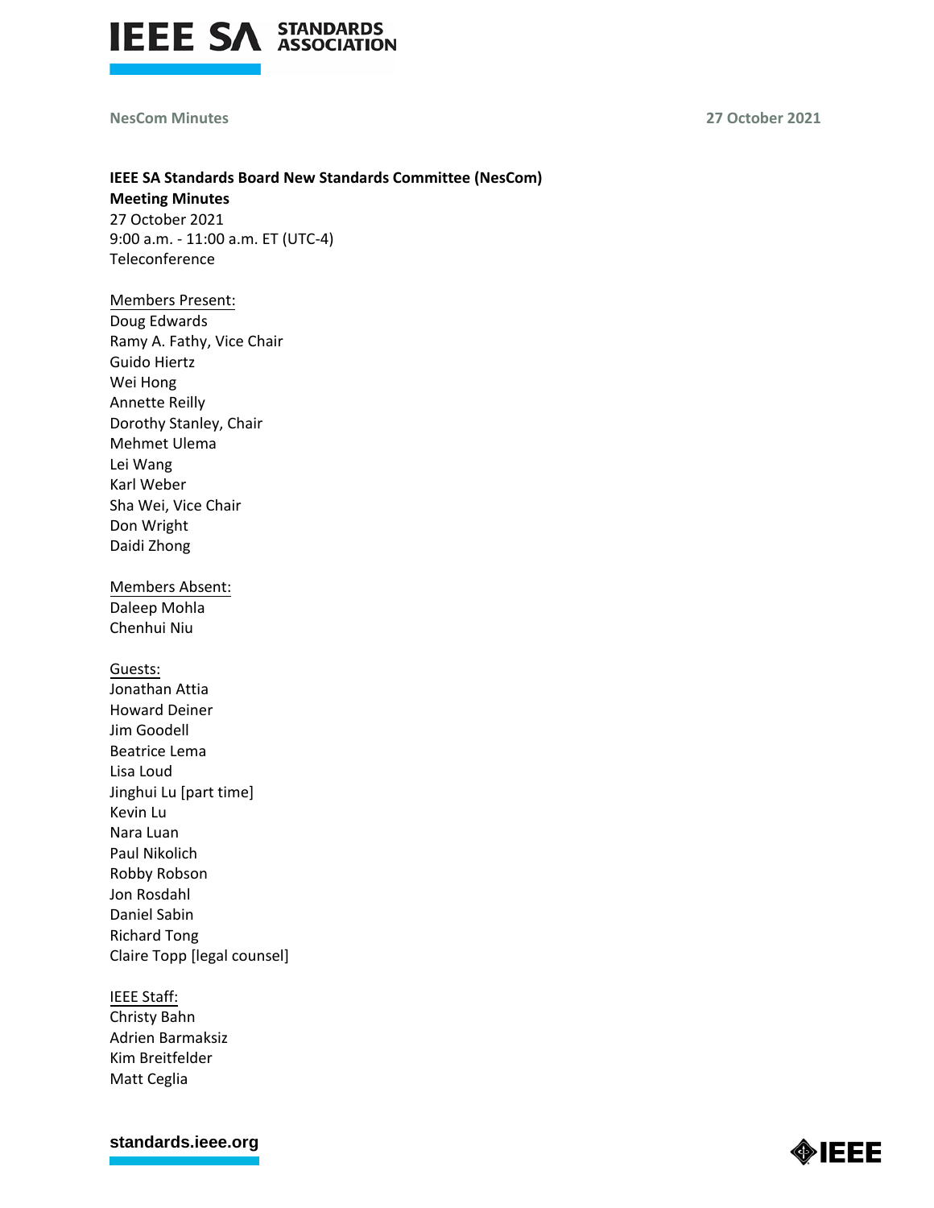NesCom Minutes 27 October 2021

**IEEE SA Standards Board New Standards Committee (NesCom)**
**Meeting Minutes**
27 October 2021
9:00 a.m. - 11:00 a.m. ET (UTC-4)
Teleconference

Members Present:
Doug Edwards
Ramy A. Fathy, Vice Chair
Guido Hiertz
Wei Hong
Annette Reilly
Dorothy Stanley, Chair
Mehmet Ulema
Lei Wang
Karl Weber
Sha Wei, Vice Chair
Don Wright
Daidi Zhong

Members Absent:
Daleep Mohla
Chenhui Niu

Guests:
Jonathan Attia
Howard Deiner
Jim Goodell
Beatrice Lema
Lisa Loud
Jinghui Lu [part time]
Kevin Lu
Nara Luan
Paul Nikolich
Robby Robson
Jon Rosdahl
Daniel Sabin
Richard Tong
Claire Topp [legal counsel]

IEEE Staff:
Christy Bahn
Adrien Barmaksiz
Kim Breitfelder
Matt Ceglia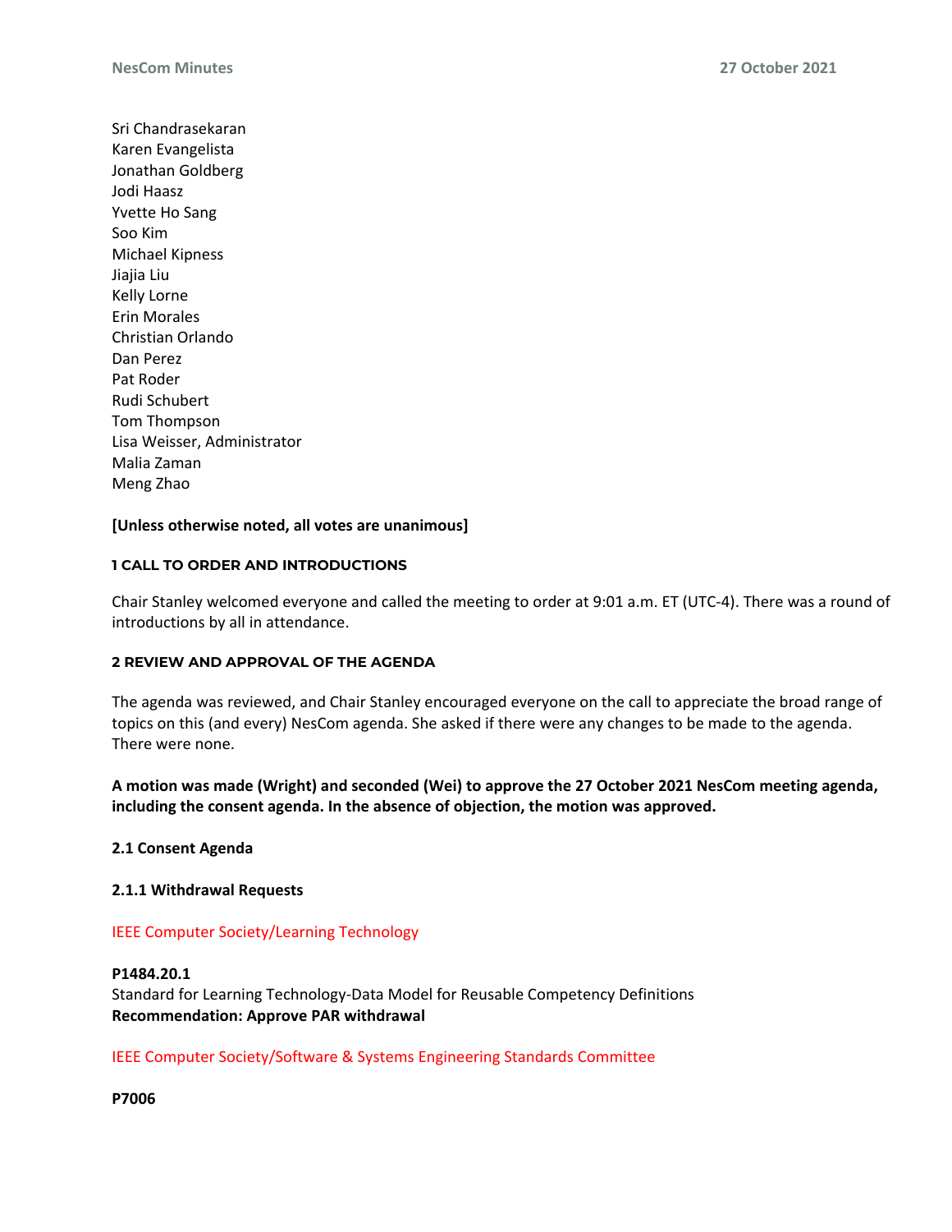Sri Chandrasekaran
Karen Evangelista
Jonathan Goldberg
Jodi Haasz
Yvette Ho Sang
Soo Kim
Michael Kipness
Jiajia Liu
Kelly Lorne
Erin Morales
Christian Orlando
Dan Perez
Pat Roder
Rudi Schubert
Tom Thompson
Lisa Weisser, Administrator
Malia Zaman
Meng Zhao

**[Unless otherwise noted, all votes are unanimous]**

## 1 CALL TO ORDER AND INTRODUCTIONS

Chair Stanley welcomed everyone and called the meeting to order at 9:01 a.m. ET (UTC-4). There was a round of introductions by all in attendance.

## 2 REVIEW AND APPROVAL OF THE AGENDA

The agenda was reviewed, and Chair Stanley encouraged everyone on the call to appreciate the broad range of topics on this (and every) NesCom agenda. She asked if there were any changes to be made to the agenda. There were none.

**A motion was made (Wright) and seconded (Wei) to approve the 27 October 2021 NesCom meeting agenda, including the consent agenda. In the absence of objection, the motion was approved.**

### 2.1 Consent Agenda

#### 2.1.1 Withdrawal Requests

IEEE Computer Society/Learning Technology

**P1484.20.1**
Standard for Learning Technology-Data Model for Reusable Competency Definitions
**Recommendation: Approve PAR withdrawal**

IEEE Computer Society/Software & Systems Engineering Standards Committee

**P7006**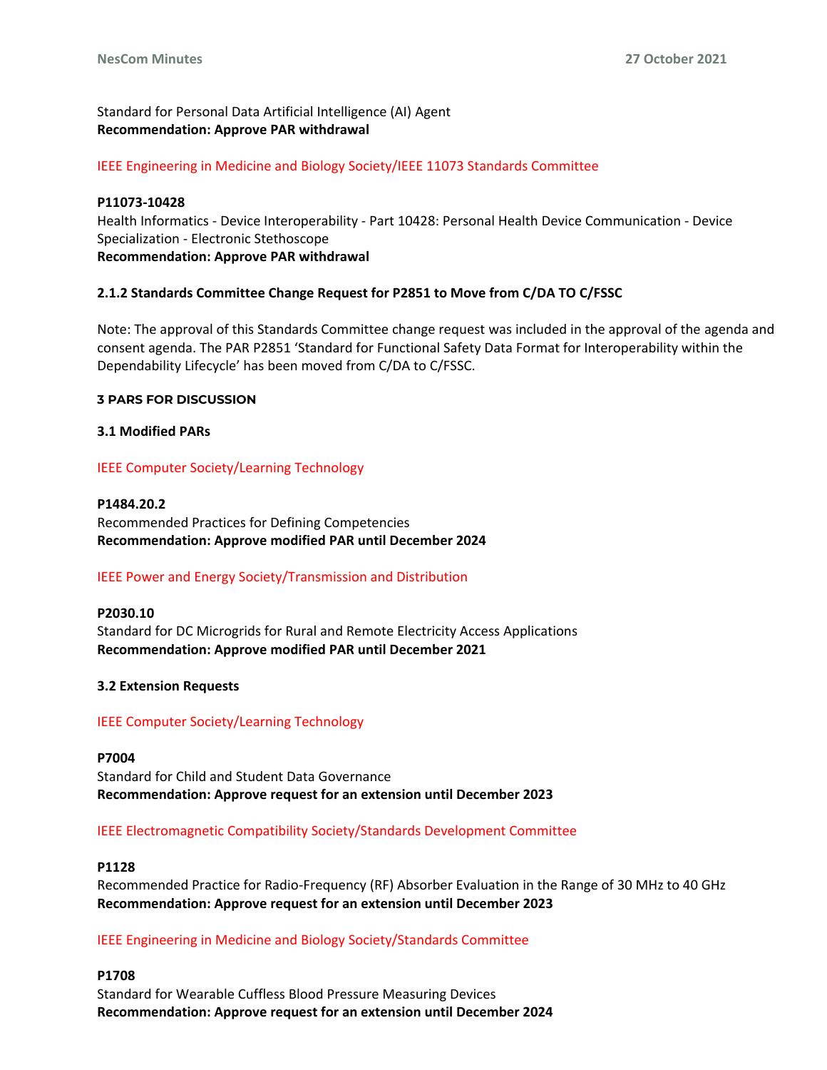Standard for Personal Data Artificial Intelligence (AI) Agent
**Recommendation: Approve PAR withdrawal**

IEEE Engineering in Medicine and Biology Society/IEEE 11073 Standards Committee

**P11073-10428**
Health Informatics - Device Interoperability - Part 10428: Personal Health Device Communication - Device Specialization - Electronic Stethoscope
**Recommendation: Approve PAR withdrawal**

**2.1.2 Standards Committee Change Request for P2851 to Move from C/DA TO C/FSSC**

Note: The approval of this Standards Committee change request was included in the approval of the agenda and consent agenda. The PAR P2851 'Standard for Functional Safety Data Format for Interoperability within the Dependability Lifecycle' has been moved from C/DA to C/FSSC.

## 3 PARS FOR DISCUSSION

### 3.1 Modified PARs

IEEE Computer Society/Learning Technology

**P1484.20.2**
Recommended Practices for Defining Competencies
**Recommendation: Approve modified PAR until December 2024**

IEEE Power and Energy Society/Transmission and Distribution

**P2030.10**
Standard for DC Microgrids for Rural and Remote Electricity Access Applications
**Recommendation: Approve modified PAR until December 2021**

### 3.2 Extension Requests

IEEE Computer Society/Learning Technology

**P7004**
Standard for Child and Student Data Governance
**Recommendation: Approve request for an extension until December 2023**

IEEE Electromagnetic Compatibility Society/Standards Development Committee

**P1128**
Recommended Practice for Radio-Frequency (RF) Absorber Evaluation in the Range of 30 MHz to 40 GHz
**Recommendation: Approve request for an extension until December 2023**

IEEE Engineering in Medicine and Biology Society/Standards Committee

**P1708**
Standard for Wearable Cuffless Blood Pressure Measuring Devices
**Recommendation: Approve request for an extension until December 2024**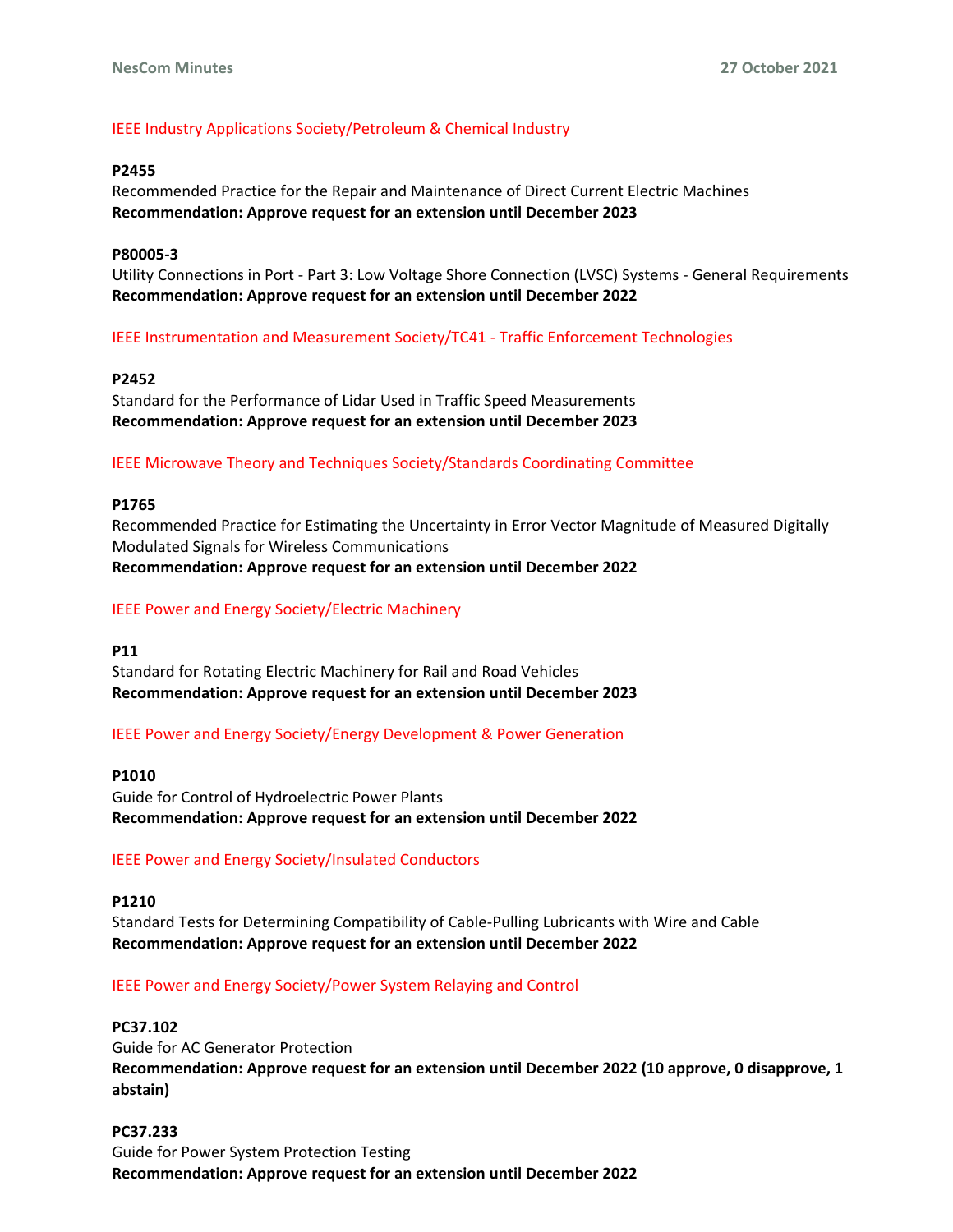### IEEE Industry Applications Society/Petroleum & Chemical Industry

**P2455**
Recommended Practice for the Repair and Maintenance of Direct Current Electric Machines
**Recommendation: Approve request for an extension until December 2023**

**P80005-3**
Utility Connections in Port - Part 3: Low Voltage Shore Connection (LVSC) Systems - General Requirements
**Recommendation: Approve request for an extension until December 2022**

### IEEE Instrumentation and Measurement Society/TC41 - Traffic Enforcement Technologies

**P2452**
Standard for the Performance of Lidar Used in Traffic Speed Measurements
**Recommendation: Approve request for an extension until December 2023**

### IEEE Microwave Theory and Techniques Society/Standards Coordinating Committee

**P1765**
Recommended Practice for Estimating the Uncertainty in Error Vector Magnitude of Measured Digitally Modulated Signals for Wireless Communications
**Recommendation: Approve request for an extension until December 2022**

### IEEE Power and Energy Society/Electric Machinery

**P11**
Standard for Rotating Electric Machinery for Rail and Road Vehicles
**Recommendation: Approve request for an extension until December 2023**

### IEEE Power and Energy Society/Energy Development & Power Generation

**P1010**
Guide for Control of Hydroelectric Power Plants
**Recommendation: Approve request for an extension until December 2022**

### IEEE Power and Energy Society/Insulated Conductors

**P1210**
Standard Tests for Determining Compatibility of Cable-Pulling Lubricants with Wire and Cable
**Recommendation: Approve request for an extension until December 2022**

### IEEE Power and Energy Society/Power System Relaying and Control

**PC37.102**
Guide for AC Generator Protection
**Recommendation: Approve request for an extension until December 2022 (10 approve, 0 disapprove, 1 abstain)**

**PC37.233**
Guide for Power System Protection Testing
**Recommendation: Approve request for an extension until December 2022**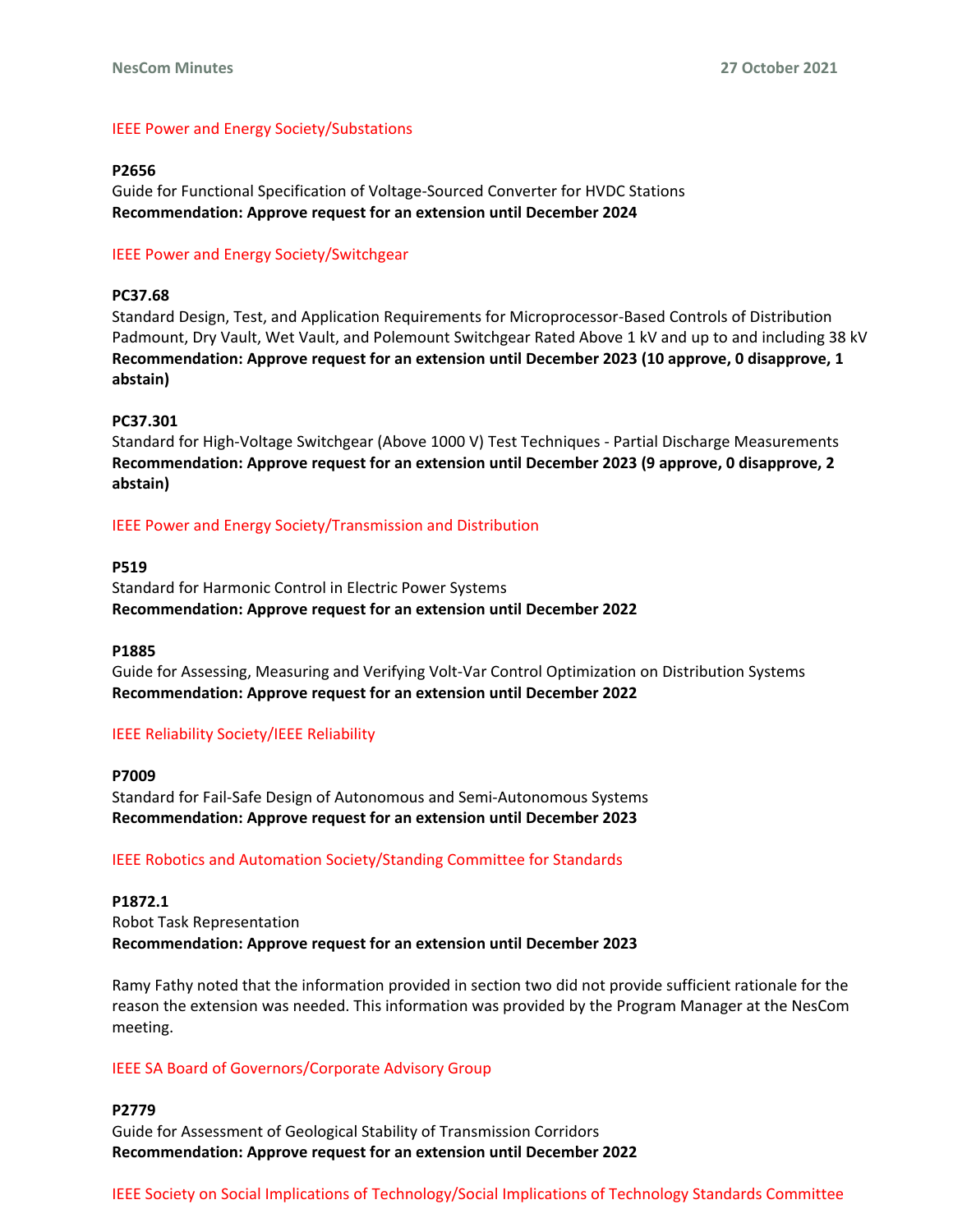IEEE Power and Energy Society/Substations

**P2656**
Guide for Functional Specification of Voltage-Sourced Converter for HVDC Stations
**Recommendation: Approve request for an extension until December 2024**

IEEE Power and Energy Society/Switchgear

**PC37.68**
Standard Design, Test, and Application Requirements for Microprocessor-Based Controls of Distribution Padmount, Dry Vault, Wet Vault, and Polemount Switchgear Rated Above 1 kV and up to and including 38 kV
**Recommendation: Approve request for an extension until December 2023 (10 approve, 0 disapprove, 1 abstain)**

**PC37.301**
Standard for High-Voltage Switchgear (Above 1000 V) Test Techniques - Partial Discharge Measurements
**Recommendation: Approve request for an extension until December 2023 (9 approve, 0 disapprove, 2 abstain)**

IEEE Power and Energy Society/Transmission and Distribution

**P519**
Standard for Harmonic Control in Electric Power Systems
**Recommendation: Approve request for an extension until December 2022**

**P1885**
Guide for Assessing, Measuring and Verifying Volt-Var Control Optimization on Distribution Systems
**Recommendation: Approve request for an extension until December 2022**

IEEE Reliability Society/IEEE Reliability

**P7009**
Standard for Fail-Safe Design of Autonomous and Semi-Autonomous Systems
**Recommendation: Approve request for an extension until December 2023**

IEEE Robotics and Automation Society/Standing Committee for Standards

**P1872.1**
Robot Task Representation
**Recommendation: Approve request for an extension until December 2023**

Ramy Fathy noted that the information provided in section two did not provide sufficient rationale for the reason the extension was needed. This information was provided by the Program Manager at the NesCom meeting.

IEEE SA Board of Governors/Corporate Advisory Group

**P2779**
Guide for Assessment of Geological Stability of Transmission Corridors
**Recommendation: Approve request for an extension until December 2022**

IEEE Society on Social Implications of Technology/Social Implications of Technology Standards Committee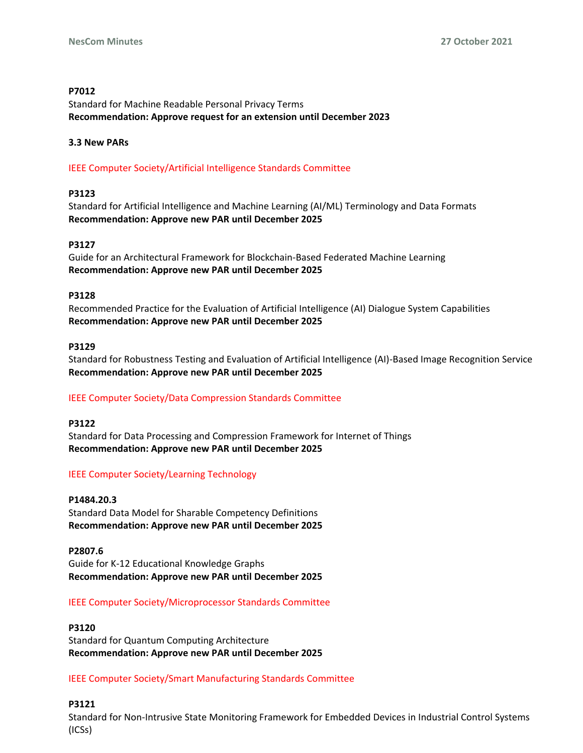**P7012**
Standard for Machine Readable Personal Privacy Terms
**Recommendation: Approve request for an extension until December 2023**

### 3.3 New PARs

IEEE Computer Society/Artificial Intelligence Standards Committee

**P3123**
Standard for Artificial Intelligence and Machine Learning (AI/ML) Terminology and Data Formats
**Recommendation: Approve new PAR until December 2025**

**P3127**
Guide for an Architectural Framework for Blockchain-Based Federated Machine Learning
**Recommendation: Approve new PAR until December 2025**

**P3128**
Recommended Practice for the Evaluation of Artificial Intelligence (AI) Dialogue System Capabilities
**Recommendation: Approve new PAR until December 2025**

**P3129**
Standard for Robustness Testing and Evaluation of Artificial Intelligence (AI)-Based Image Recognition Service
**Recommendation: Approve new PAR until December 2025**

IEEE Computer Society/Data Compression Standards Committee

**P3122**
Standard for Data Processing and Compression Framework for Internet of Things
**Recommendation: Approve new PAR until December 2025**

IEEE Computer Society/Learning Technology

**P1484.20.3**
Standard Data Model for Sharable Competency Definitions
**Recommendation: Approve new PAR until December 2025**

**P2807.6**
Guide for K-12 Educational Knowledge Graphs
**Recommendation: Approve new PAR until December 2025**

IEEE Computer Society/Microprocessor Standards Committee

**P3120**
Standard for Quantum Computing Architecture
**Recommendation: Approve new PAR until December 2025**

IEEE Computer Society/Smart Manufacturing Standards Committee

**P3121**
Standard for Non-Intrusive State Monitoring Framework for Embedded Devices in Industrial Control Systems (ICSs)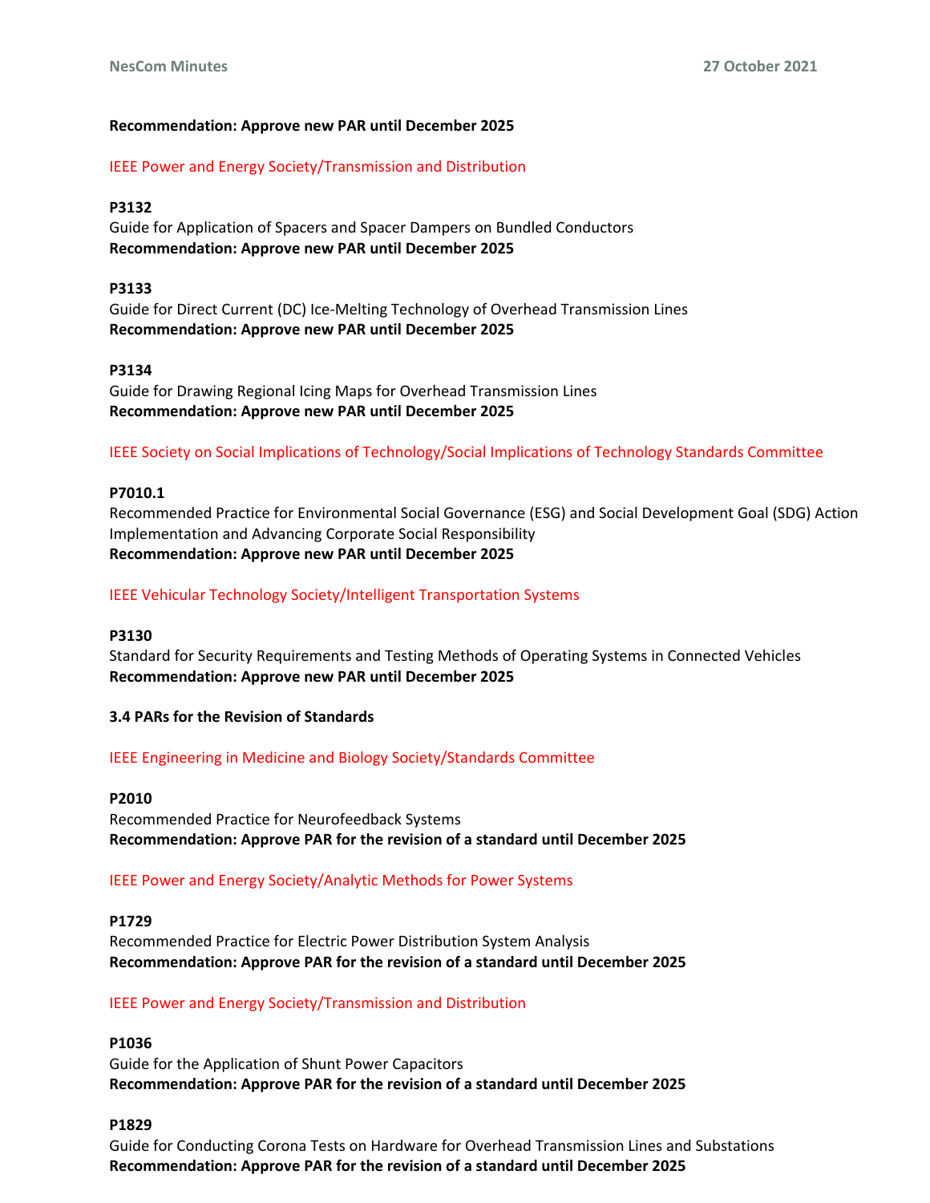**Recommendation: Approve new PAR until December 2025**

IEEE Power and Energy Society/Transmission and Distribution

**P3132**
Guide for Application of Spacers and Spacer Dampers on Bundled Conductors
**Recommendation: Approve new PAR until December 2025**

**P3133**
Guide for Direct Current (DC) Ice-Melting Technology of Overhead Transmission Lines
**Recommendation: Approve new PAR until December 2025**

**P3134**
Guide for Drawing Regional Icing Maps for Overhead Transmission Lines
**Recommendation: Approve new PAR until December 2025**

IEEE Society on Social Implications of Technology/Social Implications of Technology Standards Committee

**P7010.1**
Recommended Practice for Environmental Social Governance (ESG) and Social Development Goal (SDG) Action Implementation and Advancing Corporate Social Responsibility
**Recommendation: Approve new PAR until December 2025**

IEEE Vehicular Technology Society/Intelligent Transportation Systems

**P3130**
Standard for Security Requirements and Testing Methods of Operating Systems in Connected Vehicles
**Recommendation: Approve new PAR until December 2025**

### 3.4 PARs for the Revision of Standards

IEEE Engineering in Medicine and Biology Society/Standards Committee

**P2010**
Recommended Practice for Neurofeedback Systems
**Recommendation: Approve PAR for the revision of a standard until December 2025**

IEEE Power and Energy Society/Analytic Methods for Power Systems

**P1729**
Recommended Practice for Electric Power Distribution System Analysis
**Recommendation: Approve PAR for the revision of a standard until December 2025**

IEEE Power and Energy Society/Transmission and Distribution

**P1036**
Guide for the Application of Shunt Power Capacitors
**Recommendation: Approve PAR for the revision of a standard until December 2025**

**P1829**
Guide for Conducting Corona Tests on Hardware for Overhead Transmission Lines and Substations
**Recommendation: Approve PAR for the revision of a standard until December 2025**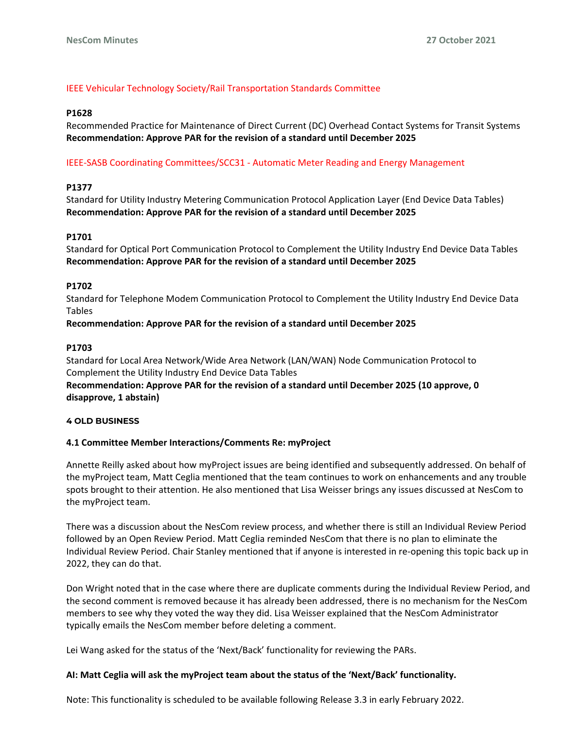IEEE Vehicular Technology Society/Rail Transportation Standards Committee

**P1628**
Recommended Practice for Maintenance of Direct Current (DC) Overhead Contact Systems for Transit Systems
**Recommendation: Approve PAR for the revision of a standard until December 2025**

IEEE-SASB Coordinating Committees/SCC31 - Automatic Meter Reading and Energy Management

**P1377**
Standard for Utility Industry Metering Communication Protocol Application Layer (End Device Data Tables)
**Recommendation: Approve PAR for the revision of a standard until December 2025**

**P1701**
Standard for Optical Port Communication Protocol to Complement the Utility Industry End Device Data Tables
**Recommendation: Approve PAR for the revision of a standard until December 2025**

**P1702**
Standard for Telephone Modem Communication Protocol to Complement the Utility Industry End Device Data Tables
**Recommendation: Approve PAR for the revision of a standard until December 2025**

**P1703**
Standard for Local Area Network/Wide Area Network (LAN/WAN) Node Communication Protocol to Complement the Utility Industry End Device Data Tables
**Recommendation: Approve PAR for the revision of a standard until December 2025 (10 approve, 0 disapprove, 1 abstain)**

## 4 OLD BUSINESS

### 4.1 Committee Member Interactions/Comments Re: myProject

Annette Reilly asked about how myProject issues are being identified and subsequently addressed. On behalf of the myProject team, Matt Ceglia mentioned that the team continues to work on enhancements and any trouble spots brought to their attention. He also mentioned that Lisa Weisser brings any issues discussed at NesCom to the myProject team.

There was a discussion about the NesCom review process, and whether there is still an Individual Review Period followed by an Open Review Period. Matt Ceglia reminded NesCom that there is no plan to eliminate the Individual Review Period. Chair Stanley mentioned that if anyone is interested in re-opening this topic back up in 2022, they can do that.

Don Wright noted that in the case where there are duplicate comments during the Individual Review Period, and the second comment is removed because it has already been addressed, there is no mechanism for the NesCom members to see why they voted the way they did. Lisa Weisser explained that the NesCom Administrator typically emails the NesCom member before deleting a comment.

Lei Wang asked for the status of the 'Next/Back' functionality for reviewing the PARs.

**AI: Matt Ceglia will ask the myProject team about the status of the 'Next/Back' functionality.**

Note: This functionality is scheduled to be available following Release 3.3 in early February 2022.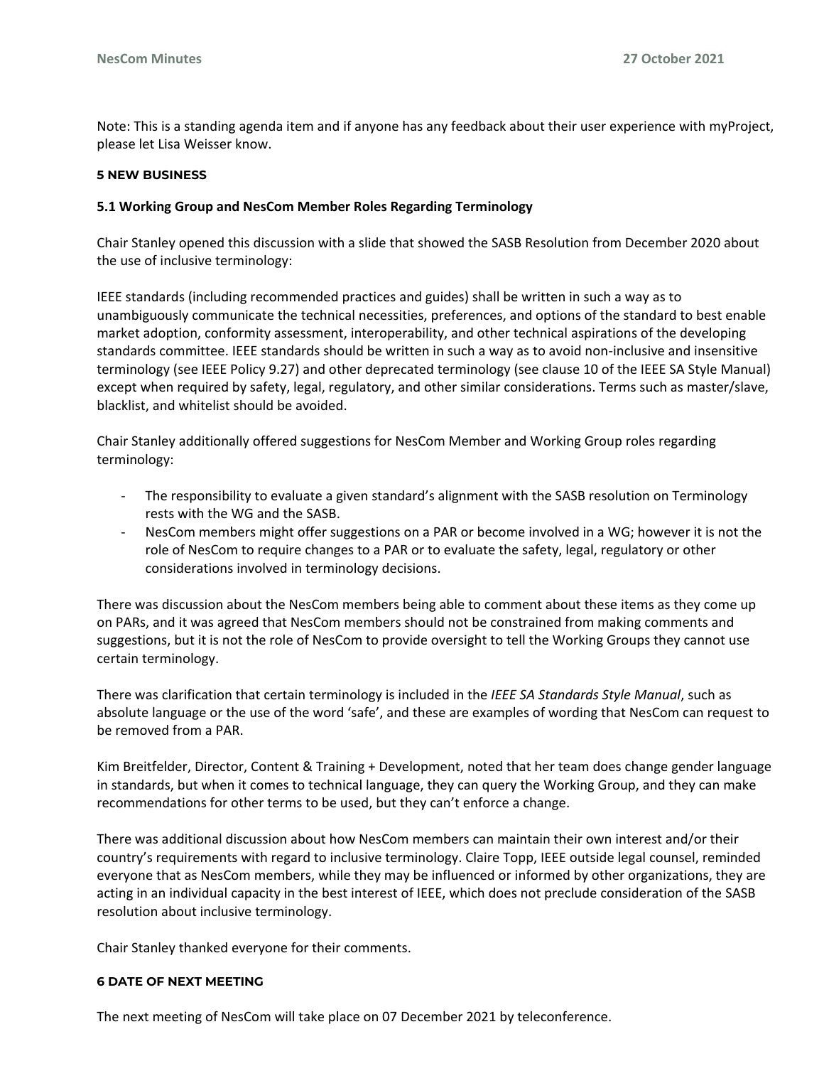Note: This is a standing agenda item and if anyone has any feedback about their user experience with myProject, please let Lisa Weisser know.

## 5 NEW BUSINESS

### 5.1 Working Group and NesCom Member Roles Regarding Terminology

Chair Stanley opened this discussion with a slide that showed the SASB Resolution from December 2020 about the use of inclusive terminology:

IEEE standards (including recommended practices and guides) shall be written in such a way as to unambiguously communicate the technical necessities, preferences, and options of the standard to best enable market adoption, conformity assessment, interoperability, and other technical aspirations of the developing standards committee. IEEE standards should be written in such a way as to avoid non-inclusive and insensitive terminology (see IEEE Policy 9.27) and other deprecated terminology (see clause 10 of the IEEE SA Style Manual) except when required by safety, legal, regulatory, and other similar considerations. Terms such as master/slave, blacklist, and whitelist should be avoided.

Chair Stanley additionally offered suggestions for NesCom Member and Working Group roles regarding terminology:

- The responsibility to evaluate a given standard's alignment with the SASB resolution on Terminology rests with the WG and the SASB.
- NesCom members might offer suggestions on a PAR or become involved in a WG; however it is not the role of NesCom to require changes to a PAR or to evaluate the safety, legal, regulatory or other considerations involved in terminology decisions.

There was discussion about the NesCom members being able to comment about these items as they come up on PARs, and it was agreed that NesCom members should not be constrained from making comments and suggestions, but it is not the role of NesCom to provide oversight to tell the Working Groups they cannot use certain terminology.

There was clarification that certain terminology is included in the *IEEE SA Standards Style Manual*, such as absolute language or the use of the word 'safe', and these are examples of wording that NesCom can request to be removed from a PAR.

Kim Breitfelder, Director, Content & Training + Development, noted that her team does change gender language in standards, but when it comes to technical language, they can query the Working Group, and they can make recommendations for other terms to be used, but they can't enforce a change.

There was additional discussion about how NesCom members can maintain their own interest and/or their country's requirements with regard to inclusive terminology. Claire Topp, IEEE outside legal counsel, reminded everyone that as NesCom members, while they may be influenced or informed by other organizations, they are acting in an individual capacity in the best interest of IEEE, which does not preclude consideration of the SASB resolution about inclusive terminology.

Chair Stanley thanked everyone for their comments.

## 6 DATE OF NEXT MEETING

The next meeting of NesCom will take place on 07 December 2021 by teleconference.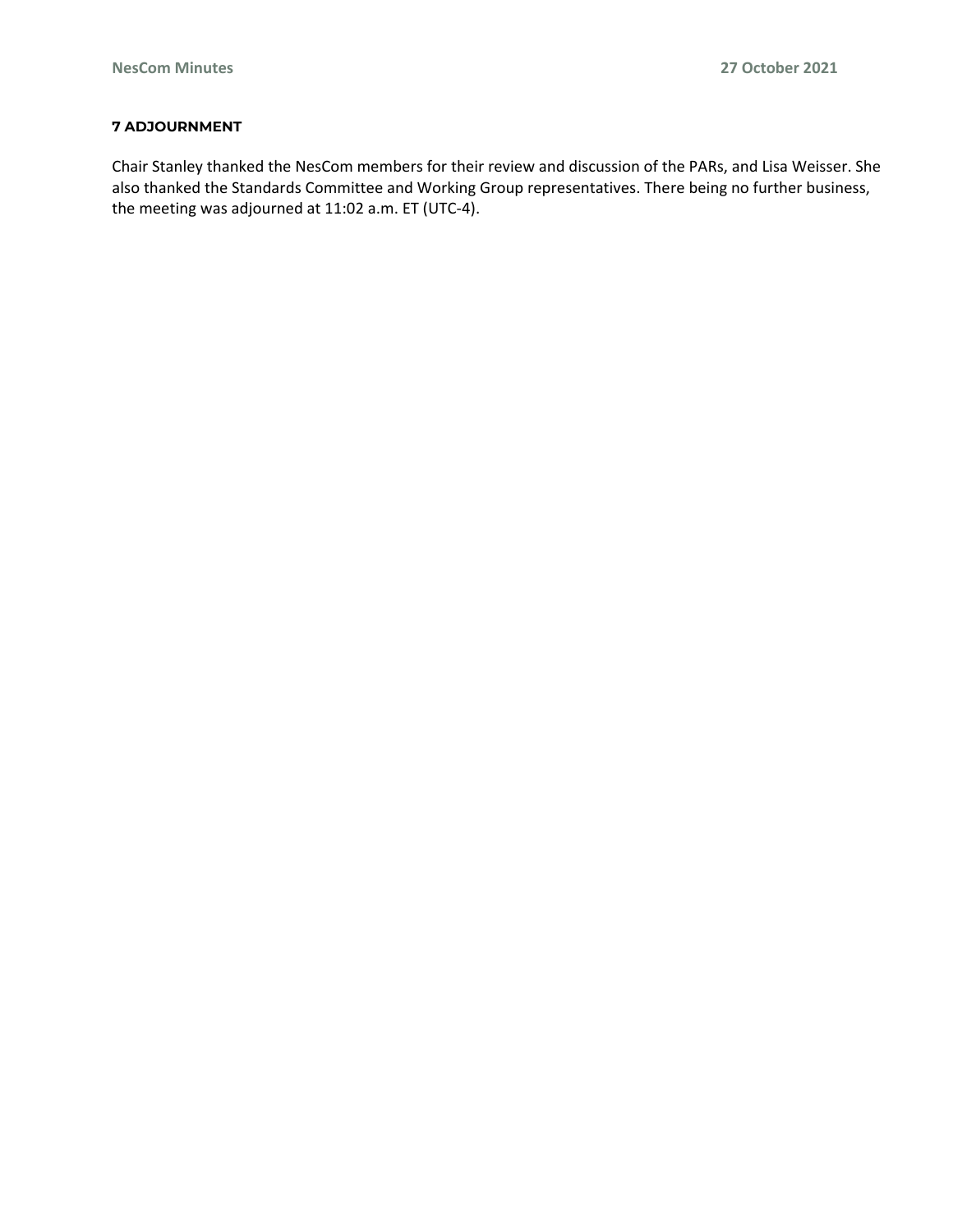## 7 ADJOURNMENT

Chair Stanley thanked the NesCom members for their review and discussion of the PARs, and Lisa Weisser. She also thanked the Standards Committee and Working Group representatives. There being no further business, the meeting was adjourned at 11:02 a.m. ET (UTC-4).